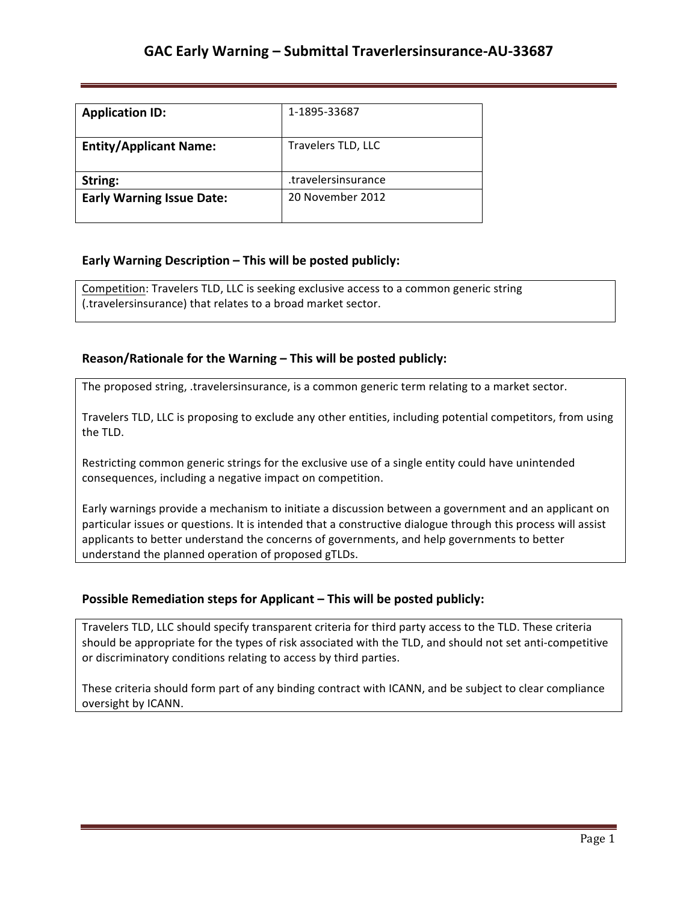# GAC Early Warning – Submittal Traverlersinsurance-AU-33687

| **Application ID:** | 1-1895-33687 |
|---|---|
| **Entity/Applicant Name:** | Travelers TLD, LLC |
| **String:** | .travelersinsurance |
| **Early Warning Issue Date:** | 20 November 2012 |

## Early Warning Description – This will be posted publicly:

Competition: Travelers TLD, LLC is seeking exclusive access to a common generic string (.travelersinsurance) that relates to a broad market sector.

## Reason/Rationale for the Warning – This will be posted publicly:

The proposed string, .travelersinsurance, is a common generic term relating to a market sector.

Travelers TLD, LLC is proposing to exclude any other entities, including potential competitors, from using the TLD.

Restricting common generic strings for the exclusive use of a single entity could have unintended consequences, including a negative impact on competition.

Early warnings provide a mechanism to initiate a discussion between a government and an applicant on particular issues or questions. It is intended that a constructive dialogue through this process will assist applicants to better understand the concerns of governments, and help governments to better understand the planned operation of proposed gTLDs.

## Possible Remediation steps for Applicant – This will be posted publicly:

Travelers TLD, LLC should specify transparent criteria for third party access to the TLD. These criteria should be appropriate for the types of risk associated with the TLD, and should not set anti-competitive or discriminatory conditions relating to access by third parties.

These criteria should form part of any binding contract with ICANN, and be subject to clear compliance oversight by ICANN.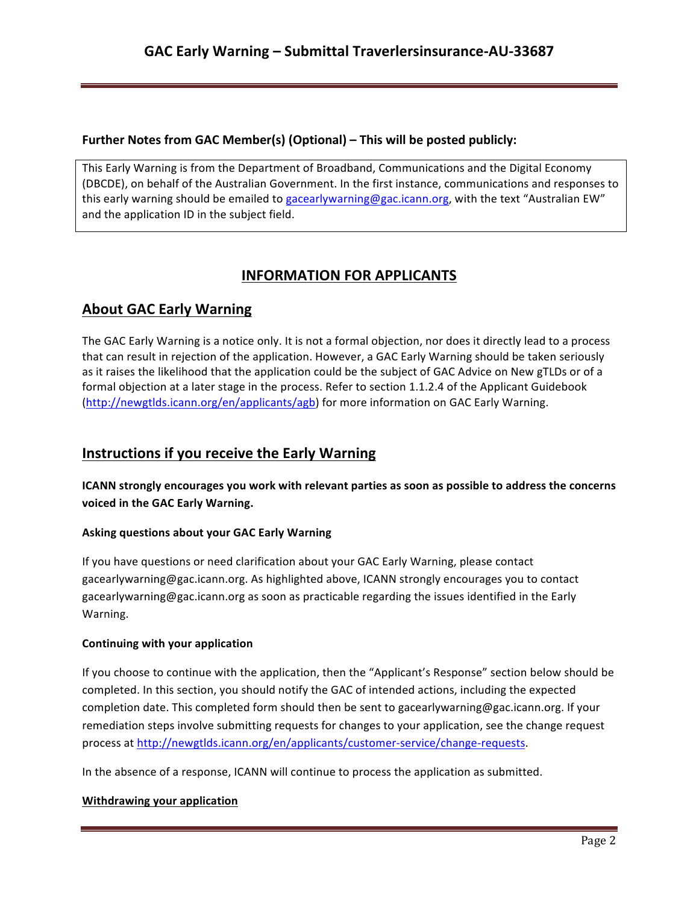**Further Notes from GAC Member(s) (Optional) – This will be posted publicly:**

This Early Warning is from the Department of Broadband, Communications and the Digital Economy (DBCDE), on behalf of the Australian Government. In the first instance, communications and responses to this early warning should be emailed to gacearlywarning@gac.icann.org, with the text "Australian EW" and the application ID in the subject field.

## INFORMATION FOR APPLICANTS

## About GAC Early Warning

The GAC Early Warning is a notice only. It is not a formal objection, nor does it directly lead to a process that can result in rejection of the application. However, a GAC Early Warning should be taken seriously as it raises the likelihood that the application could be the subject of GAC Advice on New gTLDs or of a formal objection at a later stage in the process. Refer to section 1.1.2.4 of the Applicant Guidebook (http://newgtlds.icann.org/en/applicants/agb) for more information on GAC Early Warning.

## Instructions if you receive the Early Warning

**ICANN strongly encourages you work with relevant parties as soon as possible to address the concerns voiced in the GAC Early Warning.**

### Asking questions about your GAC Early Warning

If you have questions or need clarification about your GAC Early Warning, please contact gacearlywarning@gac.icann.org. As highlighted above, ICANN strongly encourages you to contact gacearlywarning@gac.icann.org as soon as practicable regarding the issues identified in the Early Warning.

### Continuing with your application

If you choose to continue with the application, then the "Applicant's Response" section below should be completed. In this section, you should notify the GAC of intended actions, including the expected completion date. This completed form should then be sent to gacearlywarning@gac.icann.org. If your remediation steps involve submitting requests for changes to your application, see the change request process at http://newgtlds.icann.org/en/applicants/customer-service/change-requests.

In the absence of a response, ICANN will continue to process the application as submitted.

### Withdrawing your application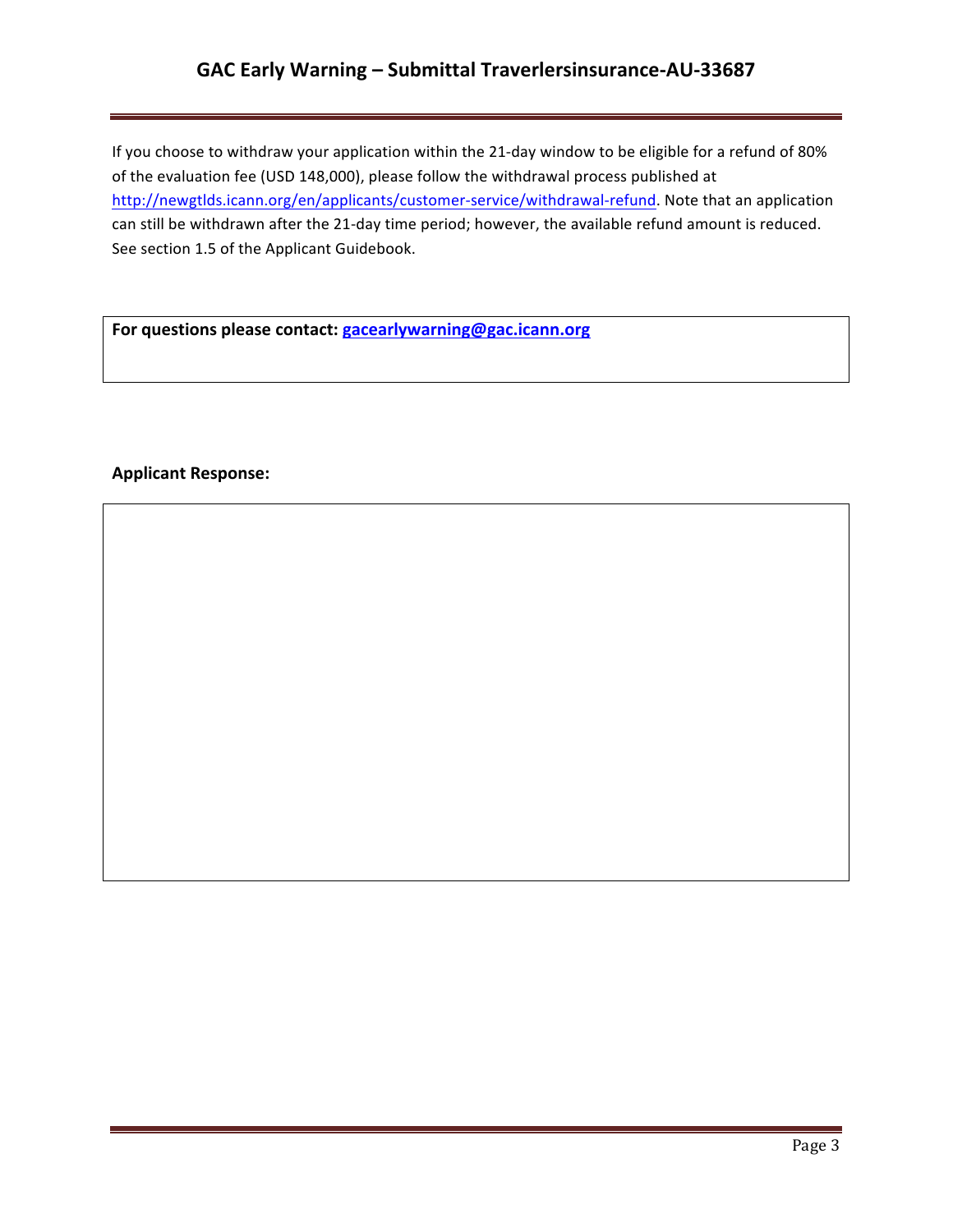If you choose to withdraw your application within the 21-day window to be eligible for a refund of 80% of the evaluation fee (USD 148,000), please follow the withdrawal process published at http://newgtlds.icann.org/en/applicants/customer-service/withdrawal-refund. Note that an application can still be withdrawn after the 21-day time period; however, the available refund amount is reduced. See section 1.5 of the Applicant Guidebook.

**For questions please contact: gacearlywarning@gac.icann.org**

**Applicant Response:**